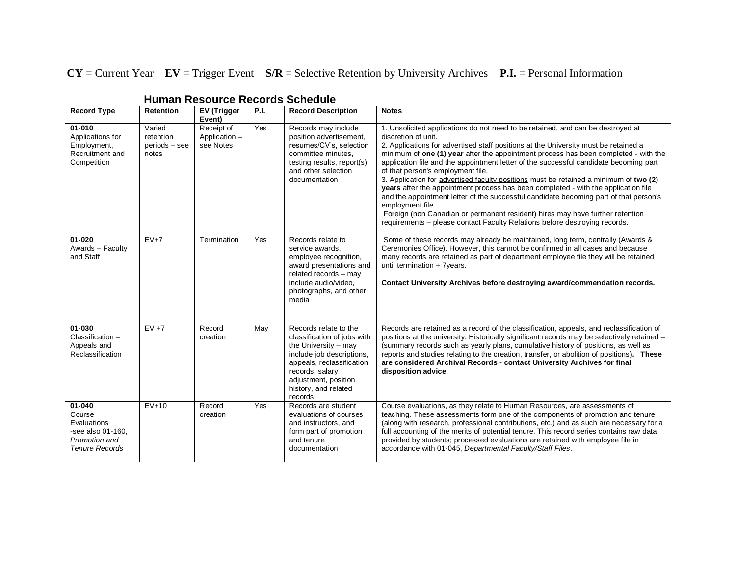**CY** = Current Year **EV** = Trigger Event **S/R** = Selective Retention by University Archives **P.I.** = Personal Information

| | **Human Resource Records Schedule** | | | | |
|---|---|---|---|---|---|
| **Record Type** | **Retention** | **EV (Trigger Event)** | **P.I.** | **Record Description** | **Notes** |
| **01-010** Applications for Employment, Recruitment and Competition | Varied retention periods – see notes | Receipt of Application – see Notes | Yes | Records may include position advertisement, resumes/CV's, selection committee minutes, testing results, report(s), and other selection documentation | 1. Unsolicited applications do not need to be retained, and can be destroyed at discretion of unit.<br>2. Applications for advertised staff positions at the University must be retained a minimum of **one (1) year** after the appointment process has been completed - with the application file and the appointment letter of the successful candidate becoming part of that person's employment file.<br>3. Application for advertised faculty positions must be retained a minimum of **two (2) years** after the appointment process has been completed - with the application file and the appointment letter of the successful candidate becoming part of that person's employment file.<br>Foreign (non Canadian or permanent resident) hires may have further retention requirements – please contact Faculty Relations before destroying records. |
| **01-020** Awards – Faculty and Staff | EV+7 | Termination | Yes | Records relate to service awards, employee recognition, award presentations and related records – may include audio/video, photographs, and other media | Some of these records may already be maintained, long term, centrally (Awards & Ceremonies Office). However, this cannot be confirmed in all cases and because many records are retained as part of department employee file they will be retained until termination + 7years.<br><br>**Contact University Archives before destroying award/commendation records.** |
| **01-030** Classification – Appeals and Reclassification | EV +7 | Record creation | May | Records relate to the classification of jobs with the University – may include job descriptions, appeals, reclassification records, salary adjustment, position history, and related records | Records are retained as a record of the classification, appeals, and reclassification of positions at the university. Historically significant records may be selectively retained – (summary records such as yearly plans, cumulative history of positions, as well as reports and studies relating to the creation, transfer, or abolition of positions**). These are considered Archival Records - contact University Archives for final disposition advice**. |
| **01-040** Course Evaluations -see also 01-160, *Promotion and Tenure Records* | EV+10 | Record creation | Yes | Records are student evaluations of courses and instructors, and form part of promotion and tenure documentation | Course evaluations, as they relate to Human Resources, are assessments of teaching. These assessments form one of the components of promotion and tenure (along with research, professional contributions, etc.) and as such are necessary for a full accounting of the merits of potential tenure. This record series contains raw data provided by students; processed evaluations are retained with employee file in accordance with 01-045, *Departmental Faculty/Staff Files*. |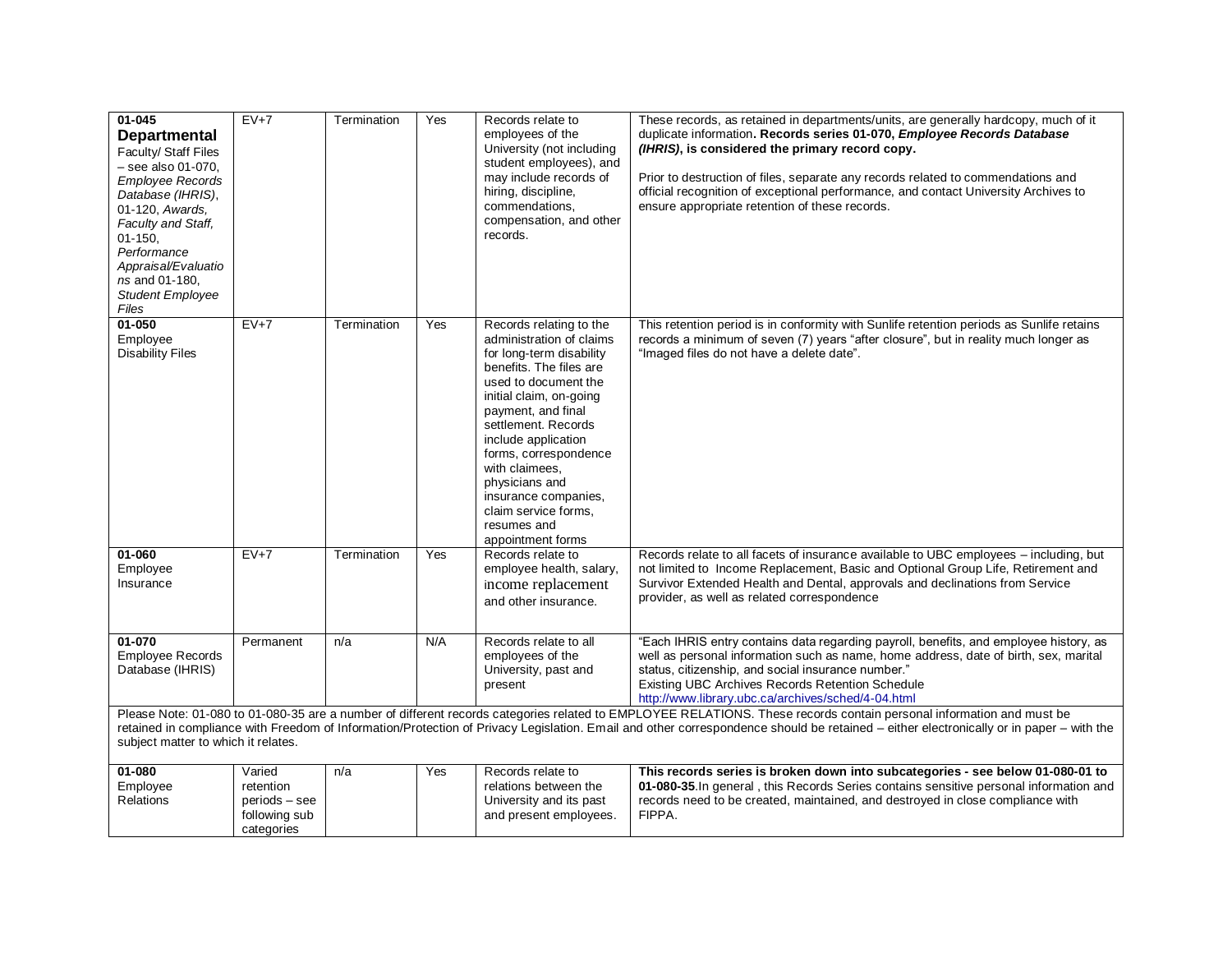| | | | | | |
|---|---|---|---|---|---|
| **01-045** **Departmental** Faculty/ Staff Files – see also 01-070, *Employee Records Database (IHRIS)*, 01-120, *Awards, Faculty and Staff,* 01-150, *Performance Appraisal/Evaluations* and 01-180, *Student Employee Files* | EV+7 | Termination | Yes | Records relate to employees of the University (not including student employees), and may include records of hiring, discipline, commendations, compensation, and other records. | These records, as retained in departments/units, are generally hardcopy, much of it duplicate information**. Records series 01-070,** ***Employee Records Database (IHRIS)*****, is considered the primary record copy.**<br><br>Prior to destruction of files, separate any records related to commendations and official recognition of exceptional performance, and contact University Archives to ensure appropriate retention of these records. |
| **01-050** Employee Disability Files | EV+7 | Termination | Yes | Records relating to the administration of claims for long-term disability benefits. The files are used to document the initial claim, on-going payment, and final settlement. Records include application forms, correspondence with claimees, physicians and insurance companies, claim service forms, resumes and appointment forms | This retention period is in conformity with Sunlife retention periods as Sunlife retains records a minimum of seven (7) years "after closure", but in reality much longer as "Imaged files do not have a delete date". |
| **01-060** Employee Insurance | EV+7 | Termination | Yes | Records relate to employee health, salary, income replacement and other insurance. | Records relate to all facets of insurance available to UBC employees – including, but not limited to Income Replacement, Basic and Optional Group Life, Retirement and Survivor Extended Health and Dental, approvals and declinations from Service provider, as well as related correspondence |
| **01-070** Employee Records Database (IHRIS) | Permanent | n/a | N/A | Records relate to all employees of the University, past and present | "Each IHRIS entry contains data regarding payroll, benefits, and employee history, as well as personal information such as name, home address, date of birth, sex, marital status, citizenship, and social insurance number."<br>Existing UBC Archives Records Retention Schedule<br>http://www.library.ubc.ca/archives/sched/4-04.html |
| Please Note: 01-080 to 01-080-35 are a number of different records categories related to EMPLOYEE RELATIONS. These records contain personal information and must be retained in compliance with Freedom of Information/Protection of Privacy Legislation. Email and other correspondence should be retained – either electronically or in paper – with the subject matter to which it relates. | | | | | |
| **01-080** Employee Relations | Varied retention periods – see following sub categories | n/a | Yes | Records relate to relations between the University and its past and present employees. | **This records series is broken down into subcategories - see below 01-080-01 to 01-080-35**.In general , this Records Series contains sensitive personal information and records need to be created, maintained, and destroyed in close compliance with FIPPA. |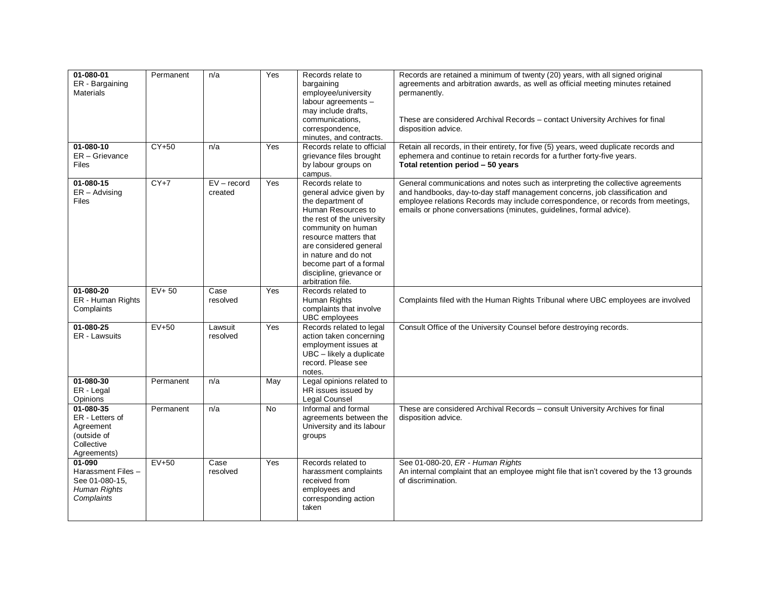| **01-080-01**<br>ER - Bargaining Materials | Permanent | n/a | Yes | Records relate to bargaining employee/university labour agreements – may include drafts, communications, correspondence, minutes, and contracts. | Records are retained a minimum of twenty (20) years, with all signed original agreements and arbitration awards, as well as official meeting minutes retained permanently.<br><br>These are considered Archival Records – contact University Archives for final disposition advice. |
|---|---|---|---|---|---|
| **01-080-10**<br>ER – Grievance Files | CY+50 | n/a | Yes | Records relate to official grievance files brought by labour groups on campus. | Retain all records, in their entirety, for five (5) years, weed duplicate records and ephemera and continue to retain records for a further forty-five years.<br>**Total retention period – 50 years** |
| **01-080-15**<br>ER – Advising Files | CY+7 | EV – record created | Yes | Records relate to general advice given by the department of Human Resources to the rest of the university community on human resource matters that are considered general in nature and do not become part of a formal discipline, grievance or arbitration file. | General communications and notes such as interpreting the collective agreements and handbooks, day-to-day staff management concerns, job classification and employee relations Records may include correspondence, or records from meetings, emails or phone conversations (minutes, guidelines, formal advice). |
| **01-080-20**<br>ER - Human Rights Complaints | EV+ 50 | Case resolved | Yes | Records related to Human Rights complaints that involve UBC employees | Complaints filed with the Human Rights Tribunal where UBC employees are involved |
| **01-080-25**<br>ER - Lawsuits | EV+50 | Lawsuit resolved | Yes | Records related to legal action taken concerning employment issues at UBC – likely a duplicate record. Please see notes. | Consult Office of the University Counsel before destroying records. |
| **01-080-30**<br>ER - Legal Opinions | Permanent | n/a | May | Legal opinions related to HR issues issued by Legal Counsel | |
| **01-080-35**<br>ER - Letters of Agreement (outside of Collective Agreements) | Permanent | n/a | No | Informal and formal agreements between the University and its labour groups | These are considered Archival Records – consult University Archives for final disposition advice. |
| **01-090**<br>Harassment Files – See 01-080-15, *Human Rights Complaints* | EV+50 | Case resolved | Yes | Records related to harassment complaints received from employees and corresponding action taken | See 01-080-20, *ER - Human Rights*<br>An internal complaint that an employee might file that isn't covered by the 13 grounds of discrimination. |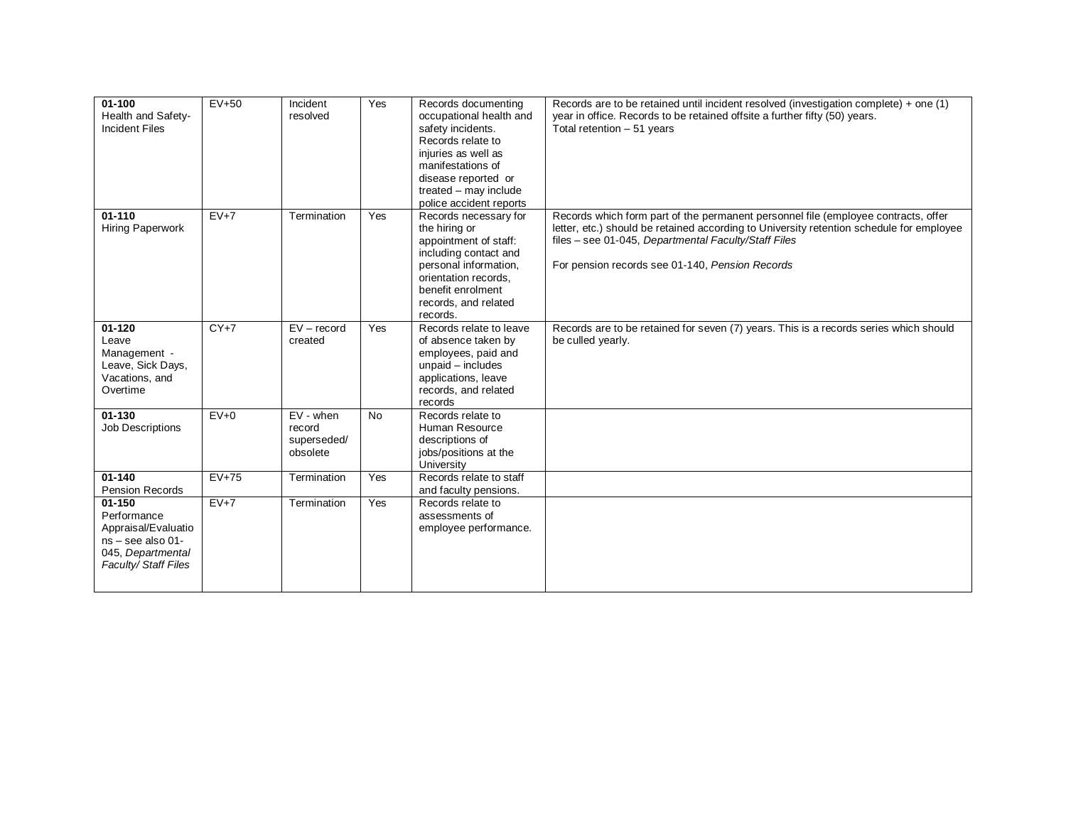| | | | | | |
|---|---|---|---|---|---|
| **01-100** Health and Safety-Incident Files | EV+50 | Incident resolved | Yes | Records documenting occupational health and safety incidents. Records relate to injuries as well as manifestations of disease reported or treated – may include police accident reports | Records are to be retained until incident resolved (investigation complete) + one (1) year in office. Records to be retained offsite a further fifty (50) years. Total retention – 51 years |
| **01-110** Hiring Paperwork | EV+7 | Termination | Yes | Records necessary for the hiring or appointment of staff: including contact and personal information, orientation records, benefit enrolment records, and related records. | Records which form part of the permanent personnel file (employee contracts, offer letter, etc.) should be retained according to University retention schedule for employee files – see 01-045, *Departmental Faculty/Staff Files*<br><br>For pension records see 01-140, *Pension Records* |
| **01-120** Leave Management - Leave, Sick Days, Vacations, and Overtime | CY+7 | EV – record created | Yes | Records relate to leave of absence taken by employees, paid and unpaid – includes applications, leave records, and related records | Records are to be retained for seven (7) years. This is a records series which should be culled yearly. |
| **01-130** Job Descriptions | EV+0 | EV - when record superseded/ obsolete | No | Records relate to Human Resource descriptions of jobs/positions at the University | |
| **01-140** Pension Records | EV+75 | Termination | Yes | Records relate to staff and faculty pensions. | |
| **01-150** Performance Appraisal/Evaluations – see also 01-045, *Departmental Faculty/ Staff Files* | EV+7 | Termination | Yes | Records relate to assessments of employee performance. | |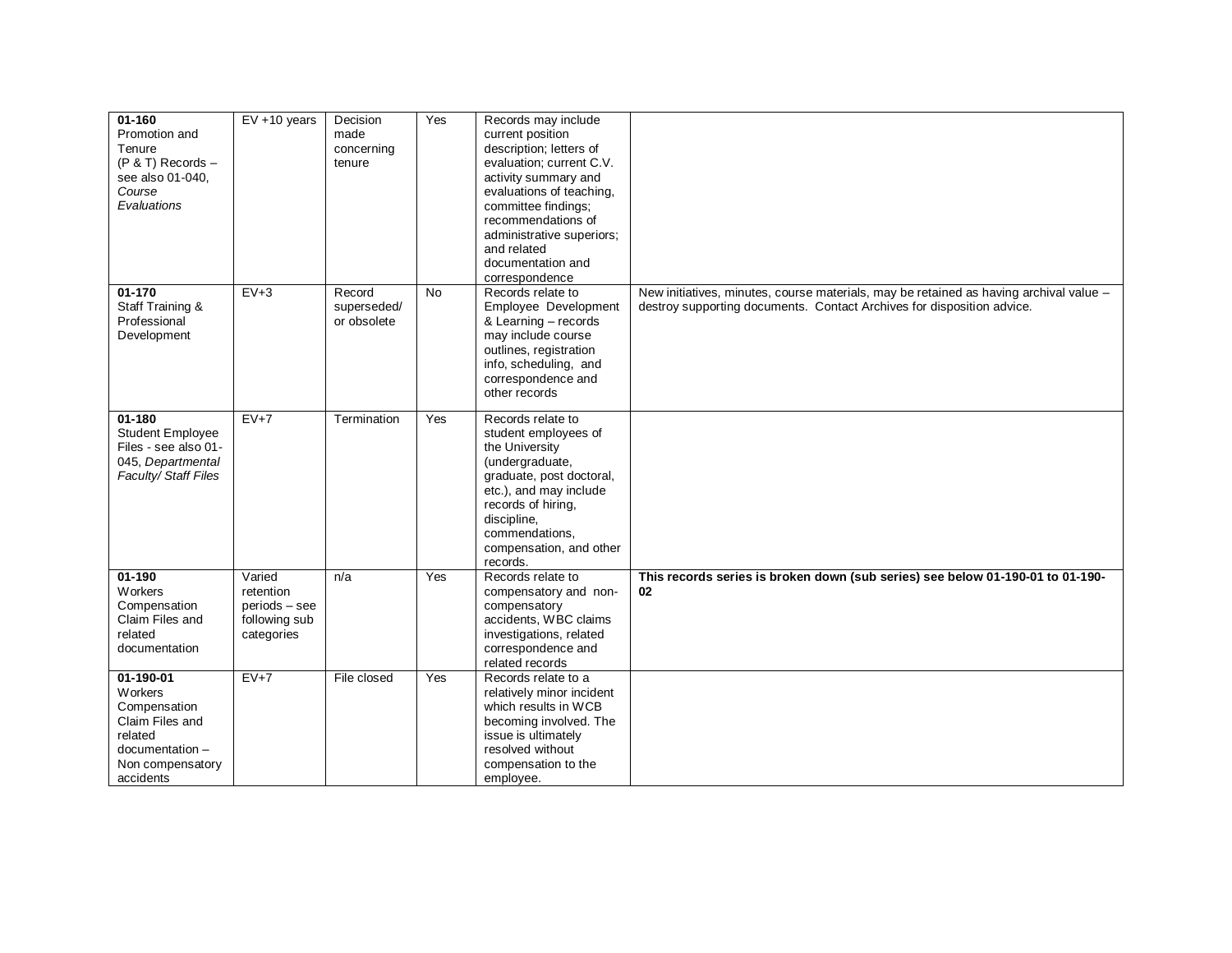| | | | | | |
|---|---|---|---|---|---|
| **01-160** Promotion and Tenure (P & T) Records – see also 01-040, *Course Evaluations* | EV +10 years | Decision made concerning tenure | Yes | Records may include current position description; letters of evaluation; current C.V. activity summary and evaluations of teaching, committee findings; recommendations of administrative superiors; and related documentation and correspondence | |
| **01-170** Staff Training & Professional Development | EV+3 | Record superseded/ or obsolete | No | Records relate to Employee Development & Learning – records may include course outlines, registration info, scheduling, and correspondence and other records | New initiatives, minutes, course materials, may be retained as having archival value – destroy supporting documents. Contact Archives for disposition advice. |
| **01-180** Student Employee Files - see also 01-045, *Departmental Faculty/ Staff Files* | EV+7 | Termination | Yes | Records relate to student employees of the University (undergraduate, graduate, post doctoral, etc.), and may include records of hiring, discipline, commendations, compensation, and other records. | |
| **01-190** Workers Compensation Claim Files and related documentation | Varied retention periods – see following sub categories | n/a | Yes | Records relate to compensatory and non-compensatory accidents, WBC claims investigations, related correspondence and related records | **This records series is broken down (sub series) see below 01-190-01 to 01-190-02** |
| **01-190-01** Workers Compensation Claim Files and related documentation – Non compensatory accidents | EV+7 | File closed | Yes | Records relate to a relatively minor incident which results in WCB becoming involved. The issue is ultimately resolved without compensation to the employee. | |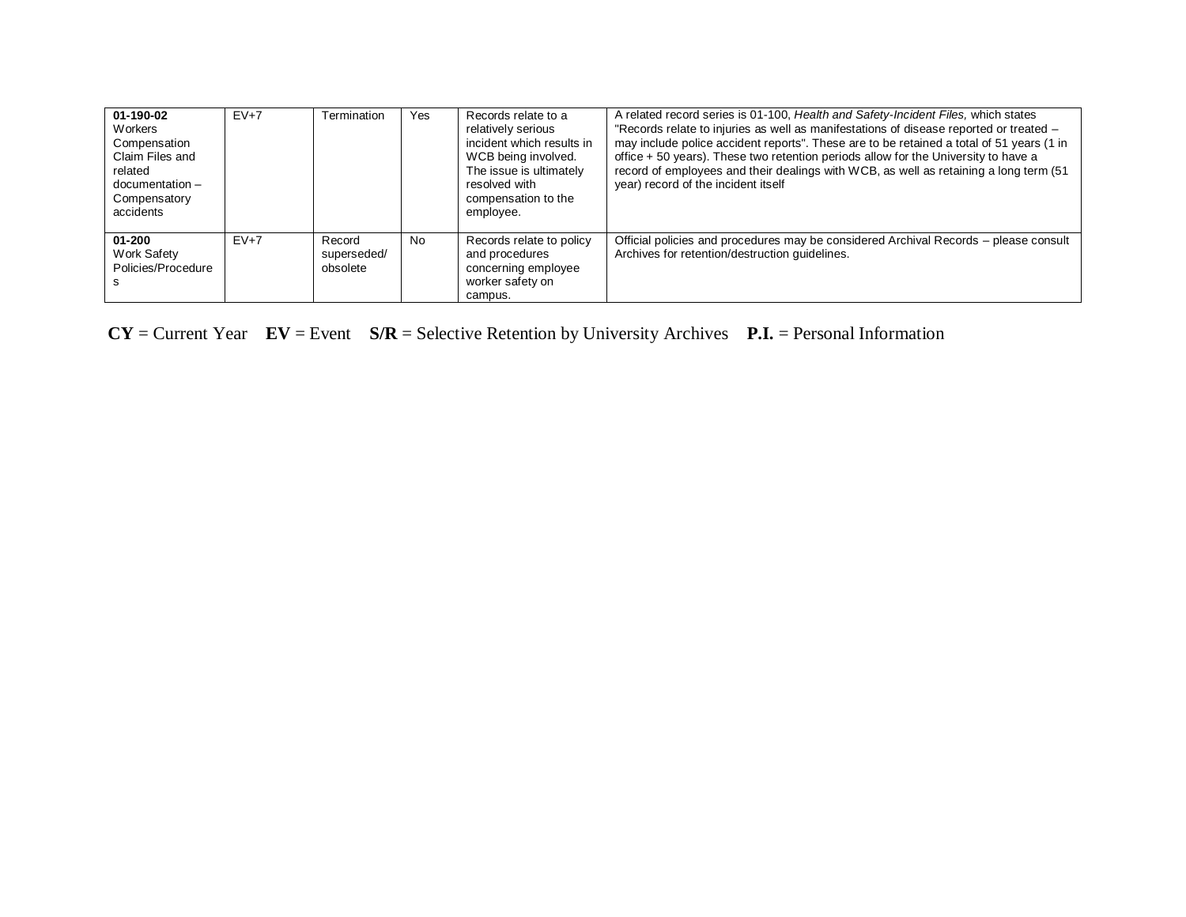| | | | | | |
|---|---|---|---|---|---|
| **01-190-02** Workers Compensation Claim Files and related documentation – Compensatory accidents | EV+7 | Termination | Yes | Records relate to a relatively serious incident which results in WCB being involved. The issue is ultimately resolved with compensation to the employee. | A related record series is 01-100, *Health and Safety-Incident Files,* which states "Records relate to injuries as well as manifestations of disease reported or treated – may include police accident reports". These are to be retained a total of 51 years (1 in office + 50 years). These two retention periods allow for the University to have a record of employees and their dealings with WCB, as well as retaining a long term (51 year) record of the incident itself |
| **01-200** Work Safety Policies/Procedures | EV+7 | Record superseded/ obsolete | No | Records relate to policy and procedures concerning employee worker safety on campus. | Official policies and procedures may be considered Archival Records – please consult Archives for retention/destruction guidelines. |

**CY** = Current Year **EV** = Event **S/R** = Selective Retention by University Archives **P.I.** = Personal Information